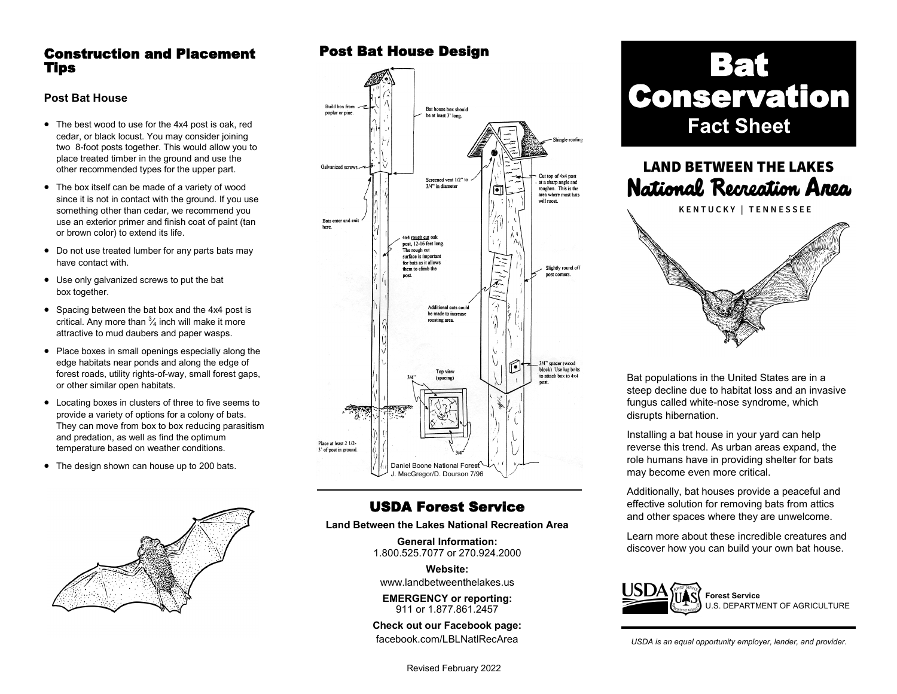## Construction and Placement Tips

### Post Bat House

- The best wood to use for the 4x4 post is oak, red cedar, or black locust. You may consider joining two 8-foot posts together. This would allow you to place treated timber in the ground and use the other recommended types for the upper part.
- The box itself can be made of a variety of wood since it is not in contact with the ground. If you use something other than cedar, we recommend you use an exterior primer and finish coat of paint (tan or brown color) to extend its life.
- Do not use treated lumber for any parts bats may have contact with.
- Use only galvanized screws to put the bat box together.
- Spacing between the bat box and the 4x4 post is critical. Any more than ¾ inch will make it more attractive to mud daubers and paper wasps.
- Place boxes in small openings especially along the edge habitats near ponds and along the edge of forest roads, utility rights-of-way, small forest gaps, or other similar open habitats.
- Locating boxes in clusters of three to five seems to provide a variety of options for a colony of bats. They can move from box to box reducing parasitism and predation, as well as find the optimum temperature based on weather conditions.
- The design shown can house up to 200 bats.

## Post Bat House Design

Build box from poplar or pine.

Bat house box should be at least 3' long.

Galvanized screws

Bats enter and exit here.

Screened vent 1/2" to 3/4" in diameter

Shingle roofing

Cut top of 4x4 post at a sharp angle and roughen. This is the area where most bats will roost.

4x4 rough cut oak post, 12-16 feet long. The rough cut surface is important for bats as it allows them to climb the post.

Slightly round off post corners.

Additional cuts could be made to increase roosting area.

Top view (spacing)

3/4"

3/4"

3/4" spacer (wood block). Use lag bolts to attach box to 4x4 post.

Place at least 2 1/2-3' of post in ground.

Daniel Boone National Forest
J. MacGregor/D. Dourson 7/96

## USDA Forest Service

**Land Between the Lakes National Recreation Area**

**General Information:**
1.800.525.7077 or 270.924.2000

**Website:**
www.landbetweenthelakes.us

**EMERGENCY or reporting:**
911 or 1.877.861.2457

**Check out our Facebook page:**
facebook.com/LBLNatlRecArea

Revised February 2022

# Bat Conservation

## Fact Sheet

**LAND BETWEEN THE LAKES**
***National Recreation Area***

KENTUCKY | TENNESSEE

Bat populations in the United States are in a steep decline due to habitat loss and an invasive fungus called white-nose syndrome, which disrupts hibernation.

Installing a bat house in your yard can help reverse this trend. As urban areas expand, the role humans have in providing shelter for bats may become even more critical.

Additionally, bat houses provide a peaceful and effective solution for removing bats from attics and other spaces where they are unwelcome.

Learn more about these incredible creatures and discover how you can build your own bat house.

USDA **Forest Service**
U.S. DEPARTMENT OF AGRICULTURE

*USDA is an equal opportunity employer, lender, and provider.*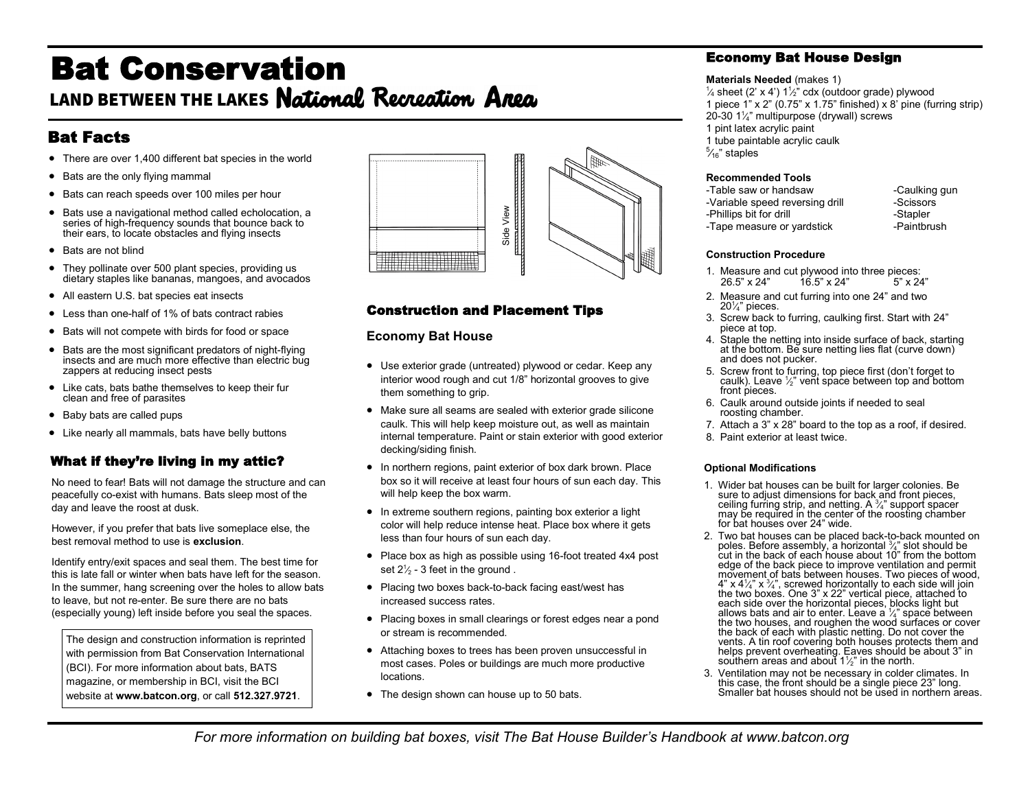# Bat Conservation

## LAND BETWEEN THE LAKES National Recreation Area

## Bat Facts

- There are over 1,400 different bat species in the world
- Bats are the only flying mammal
- Bats can reach speeds over 100 miles per hour
- Bats use a navigational method called echolocation, a series of high-frequency sounds that bounce back to their ears, to locate obstacles and flying insects
- Bats are not blind
- They pollinate over 500 plant species, providing us dietary staples like bananas, mangoes, and avocados
- All eastern U.S. bat species eat insects
- Less than one-half of 1% of bats contract rabies
- Bats will not compete with birds for food or space
- Bats are the most significant predators of night-flying insects and are much more effective than electric bug zappers at reducing insect pests
- Like cats, bats bathe themselves to keep their fur clean and free of parasites
- Baby bats are called pups
- Like nearly all mammals, bats have belly buttons

## What if they're living in my attic?

No need to fear! Bats will not damage the structure and can peacefully co-exist with humans. Bats sleep most of the day and leave the roost at dusk.

However, if you prefer that bats live someplace else, the best removal method to use is **exclusion**.

Identify entry/exit spaces and seal them. The best time for this is late fall or winter when bats have left for the season. In the summer, hang screening over the holes to allow bats to leave, but not re-enter. Be sure there are no bats (especially young) left inside before you seal the spaces.

The design and construction information is reprinted with permission from Bat Conservation International (BCI). For more information about bats, BATS magazine, or membership in BCI, visit the BCI website at **www.batcon.org**, or call **512.327.9721**.

Side View

## Construction and Placement Tips

### Economy Bat House

- Use exterior grade (untreated) plywood or cedar. Keep any interior wood rough and cut 1/8" horizontal grooves to give them something to grip.
- Make sure all seams are sealed with exterior grade silicone caulk. This will help keep moisture out, as well as maintain internal temperature. Paint or stain exterior with good exterior decking/siding finish.
- In northern regions, paint exterior of box dark brown. Place box so it will receive at least four hours of sun each day. This will help keep the box warm.
- In extreme southern regions, painting box exterior a light color will help reduce intense heat. Place box where it gets less than four hours of sun each day.
- Place box as high as possible using 16-foot treated 4x4 post set 2½ - 3 feet in the ground .
- Placing two boxes back-to-back facing east/west has increased success rates.
- Placing boxes in small clearings or forest edges near a pond or stream is recommended.
- Attaching boxes to trees has been proven unsuccessful in most cases. Poles or buildings are much more productive locations.
- The design shown can house up to 50 bats.

## Economy Bat House Design

**Materials Needed** (makes 1)

¼ sheet (2' x 4') 1½" cdx (outdoor grade) plywood
1 piece 1" x 2" (0.75" x 1.75" finished) x 8' pine (furring strip)
20-30 1¼" multipurpose (drywall) screws
1 pint latex acrylic paint
1 tube paintable acrylic caulk
5⁄16" staples

**Recommended Tools**

-Table saw or handsaw
-Variable speed reversing drill
-Phillips bit for drill
-Tape measure or yardstick
-Caulking gun
-Scissors
-Stapler
-Paintbrush

**Construction Procedure**

1. Measure and cut plywood into three pieces: 26.5" x 24"   16.5" x 24"   5" x 24"
2. Measure and cut furring into one 24" and two 20¼" pieces.
3. Screw back to furring, caulking first. Start with 24" piece at top.
4. Staple the netting into inside surface of back, starting at the bottom. Be sure netting lies flat (curve down) and does not pucker.
5. Screw front to furring, top piece first (don't forget to caulk). Leave ½" vent space between top and bottom front pieces.
6. Caulk around outside joints if needed to seal roosting chamber.
7. Attach a 3" x 28" board to the top as a roof, if desired.
8. Paint exterior at least twice.

**Optional Modifications**

1. Wider bat houses can be built for larger colonies. Be sure to adjust dimensions for back and front pieces, ceiling furring strip, and netting. A ¾" support spacer may be required in the center of the roosting chamber for bat houses over 24" wide.
2. Two bat houses can be placed back-to-back mounted on poles. Before assembly, a horizontal ¾" slot should be cut in the back of each house about 10" from the bottom edge of the back piece to improve ventilation and permit movement of bats between houses. Two pieces of wood, 4" x 4¼" x ¾", screwed horizontally to each side will join the two boxes. One 3" x 22" vertical piece, attached to each side over the horizontal pieces, blocks light but allows bats and air to enter. Leave a ¼" space between the two houses, and roughen the wood surfaces or cover the back of each with plastic netting. Do not cover the vents. A tin roof covering both houses protects them and helps prevent overheating. Eaves should be about 3" in southern areas and about 1½" in the north.
3. Ventilation may not be necessary in colder climates. In this case, the front should be a single piece 23" long. Smaller bat houses should not be used in northern areas.

*For more information on building bat boxes, visit The Bat House Builder's Handbook at www.batcon.org*